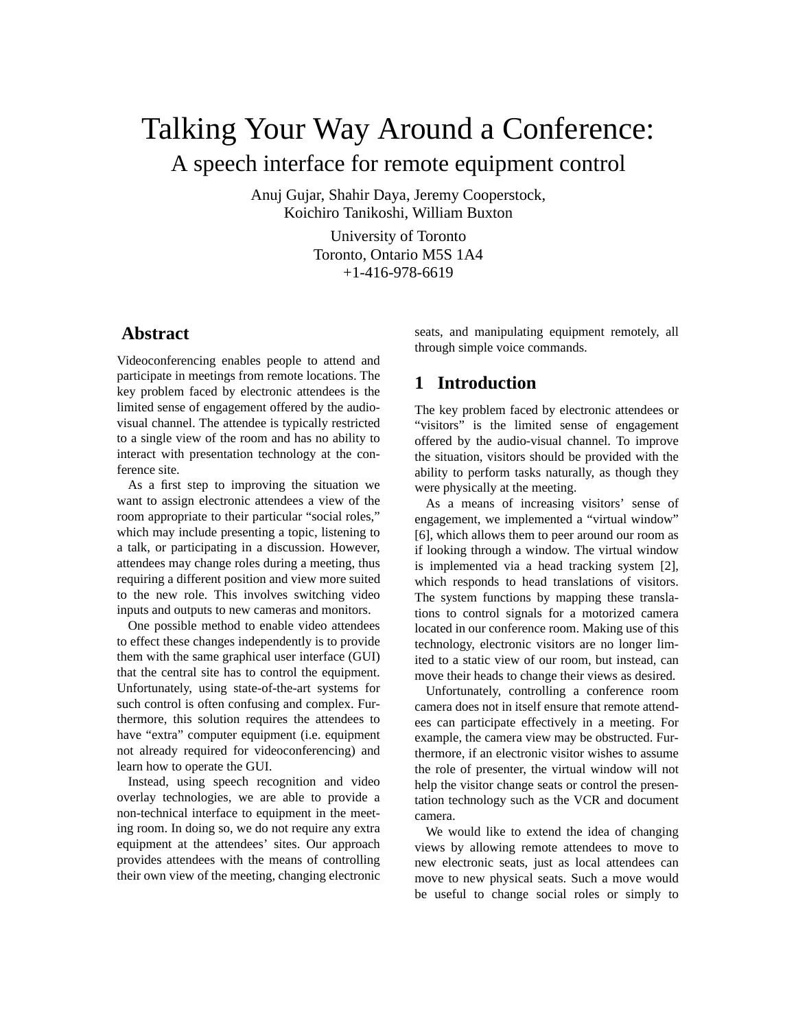# Talking Your Way Around a Conference:

## A speech interface for remote equipment control

Anuj Gujar, Shahir Daya, Jeremy Cooperstock,
Koichiro Tanikoshi, William Buxton

University of Toronto
Toronto, Ontario M5S 1A4
+1-416-978-6619

## Abstract

Videoconferencing enables people to attend and participate in meetings from remote locations. The key problem faced by electronic attendees is the limited sense of engagement offered by the audio-visual channel. The attendee is typically restricted to a single view of the room and has no ability to interact with presentation technology at the conference site.

As a first step to improving the situation we want to assign electronic attendees a view of the room appropriate to their particular "social roles," which may include presenting a topic, listening to a talk, or participating in a discussion. However, attendees may change roles during a meeting, thus requiring a different position and view more suited to the new role. This involves switching video inputs and outputs to new cameras and monitors.

One possible method to enable video attendees to effect these changes independently is to provide them with the same graphical user interface (GUI) that the central site has to control the equipment. Unfortunately, using state-of-the-art systems for such control is often confusing and complex. Furthermore, this solution requires the attendees to have "extra" computer equipment (i.e. equipment not already required for videoconferencing) and learn how to operate the GUI.

Instead, using speech recognition and video overlay technologies, we are able to provide a non-technical interface to equipment in the meeting room. In doing so, we do not require any extra equipment at the attendees' sites. Our approach provides attendees with the means of controlling their own view of the meeting, changing electronic seats, and manipulating equipment remotely, all through simple voice commands.

## 1 Introduction

The key problem faced by electronic attendees or "visitors" is the limited sense of engagement offered by the audio-visual channel. To improve the situation, visitors should be provided with the ability to perform tasks naturally, as though they were physically at the meeting.

As a means of increasing visitors' sense of engagement, we implemented a "virtual window" [6], which allows them to peer around our room as if looking through a window. The virtual window is implemented via a head tracking system [2], which responds to head translations of visitors. The system functions by mapping these translations to control signals for a motorized camera located in our conference room. Making use of this technology, electronic visitors are no longer limited to a static view of our room, but instead, can move their heads to change their views as desired.

Unfortunately, controlling a conference room camera does not in itself ensure that remote attendees can participate effectively in a meeting. For example, the camera view may be obstructed. Furthermore, if an electronic visitor wishes to assume the role of presenter, the virtual window will not help the visitor change seats or control the presentation technology such as the VCR and document camera.

We would like to extend the idea of changing views by allowing remote attendees to move to new electronic seats, just as local attendees can move to new physical seats. Such a move would be useful to change social roles or simply to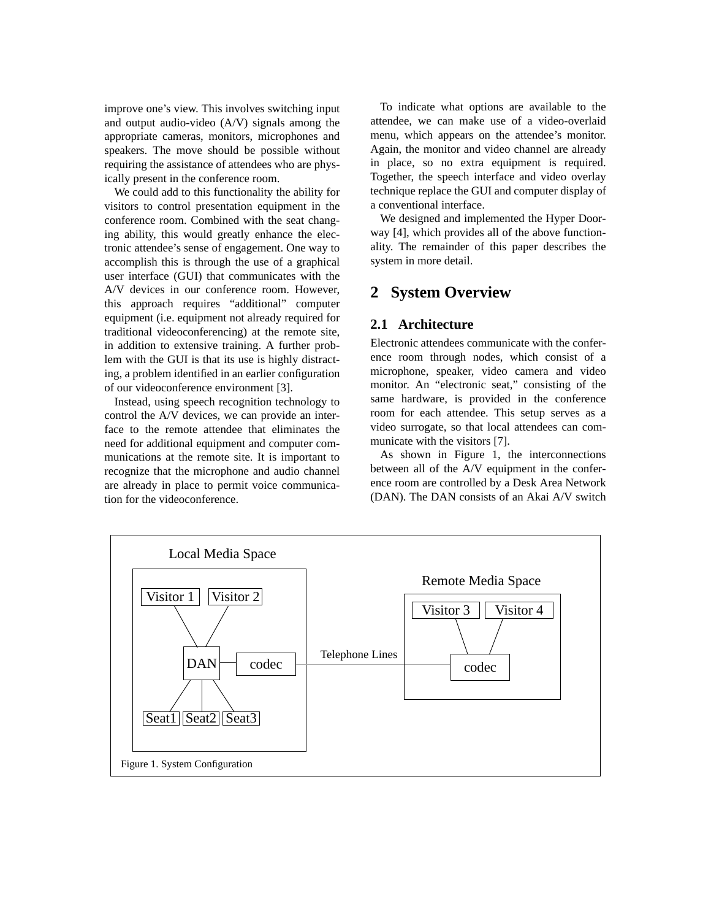improve one's view. This involves switching input and output audio-video (A/V) signals among the appropriate cameras, monitors, microphones and speakers. The move should be possible without requiring the assistance of attendees who are physically present in the conference room.

We could add to this functionality the ability for visitors to control presentation equipment in the conference room. Combined with the seat changing ability, this would greatly enhance the electronic attendee's sense of engagement. One way to accomplish this is through the use of a graphical user interface (GUI) that communicates with the A/V devices in our conference room. However, this approach requires "additional" computer equipment (i.e. equipment not already required for traditional videoconferencing) at the remote site, in addition to extensive training. A further problem with the GUI is that its use is highly distracting, a problem identified in an earlier configuration of our videoconference environment [3].

Instead, using speech recognition technology to control the A/V devices, we can provide an interface to the remote attendee that eliminates the need for additional equipment and computer communications at the remote site. It is important to recognize that the microphone and audio channel are already in place to permit voice communication for the videoconference.

To indicate what options are available to the attendee, we can make use of a video-overlaid menu, which appears on the attendee's monitor. Again, the monitor and video channel are already in place, so no extra equipment is required. Together, the speech interface and video overlay technique replace the GUI and computer display of a conventional interface.

We designed and implemented the Hyper Doorway [4], which provides all of the above functionality. The remainder of this paper describes the system in more detail.

# 2 System Overview

## 2.1 Architecture

Electronic attendees communicate with the conference room through nodes, which consist of a microphone, speaker, video camera and video monitor. An "electronic seat," consisting of the same hardware, is provided in the conference room for each attendee. This setup serves as a video surrogate, so that local attendees can communicate with the visitors [7].

As shown in Figure 1, the interconnections between all of the A/V equipment in the conference room are controlled by a Desk Area Network (DAN). The DAN consists of an Akai A/V switch

Local Media Space: Visitor 1, Visitor 2, DAN, codec, Seat1, Seat2, Seat3 — Telephone Lines — Remote Media Space: Visitor 3, Visitor 4, codec

Figure 1. System Configuration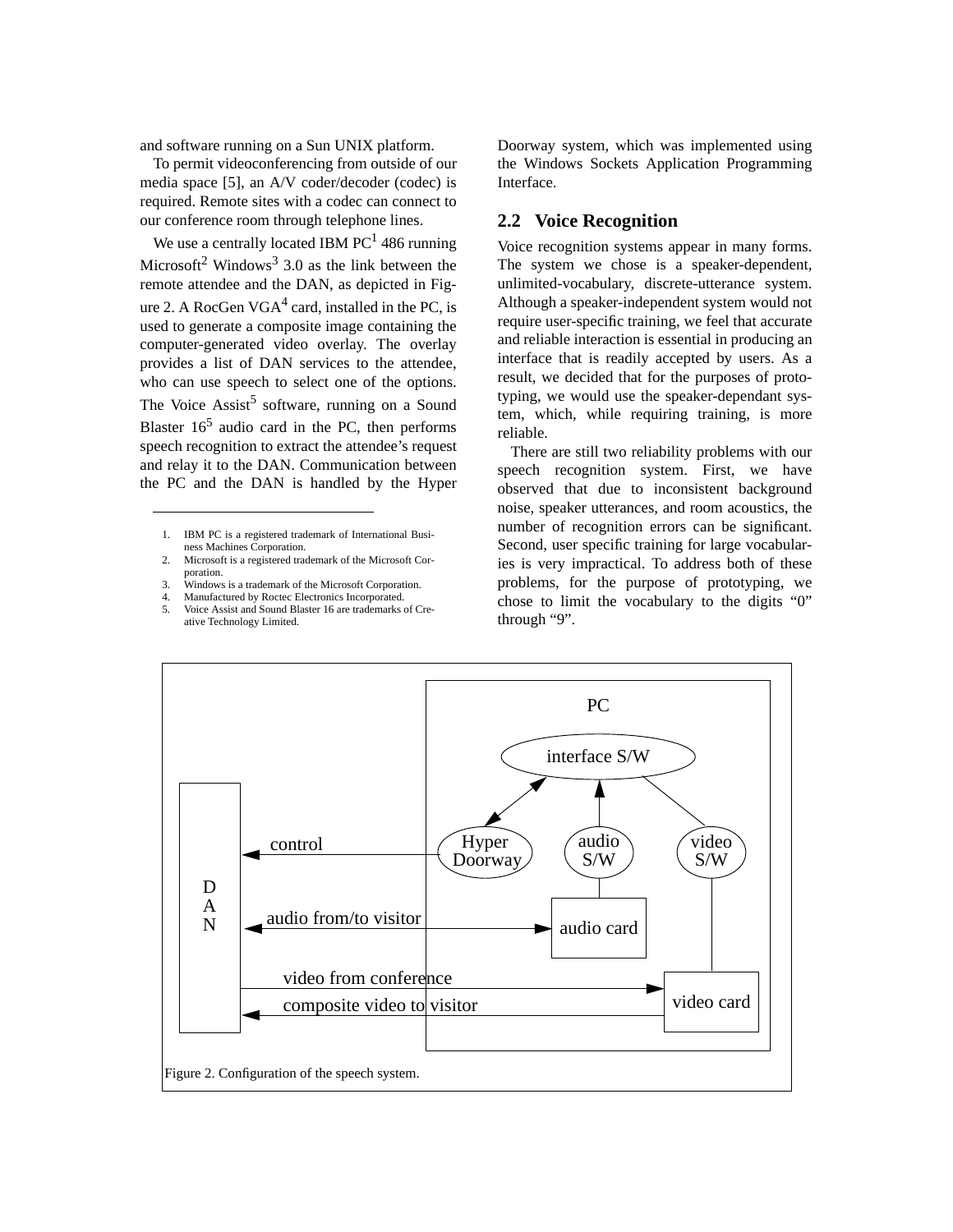and software running on a Sun UNIX platform.

To permit videoconferencing from outside of our media space [5], an A/V coder/decoder (codec) is required. Remote sites with a codec can connect to our conference room through telephone lines.

We use a centrally located IBM PC[1] 486 running Microsoft[2] Windows[3] 3.0 as the link between the remote attendee and the DAN, as depicted in Figure 2. A RocGen VGA[4] card, installed in the PC, is used to generate a composite image containing the computer-generated video overlay. The overlay provides a list of DAN services to the attendee, who can use speech to select one of the options. The Voice Assist[5] software, running on a Sound Blaster 16[5] audio card in the PC, then performs speech recognition to extract the attendee's request and relay it to the DAN. Communication between the PC and the DAN is handled by the Hyper Doorway system, which was implemented using the Windows Sockets Application Programming Interface.

1. IBM PC is a registered trademark of International Business Machines Corporation.
2. Microsoft is a registered trademark of the Microsoft Corporation.
3. Windows is a trademark of the Microsoft Corporation.
4. Manufactured by Roctec Electronics Incorporated.
5. Voice Assist and Sound Blaster 16 are trademarks of Creative Technology Limited.

## 2.2 Voice Recognition

Voice recognition systems appear in many forms. The system we chose is a speaker-dependent, unlimited-vocabulary, discrete-utterance system. Although a speaker-independent system would not require user-specific training, we feel that accurate and reliable interaction is essential in producing an interface that is readily accepted by users. As a result, we decided that for the purposes of prototyping, we would use the speaker-dependant system, which, while requiring training, is more reliable.

There are still two reliability problems with our speech recognition system. First, we have observed that due to inconsistent background noise, speaker utterances, and room acoustics, the number of recognition errors can be significant. Second, user specific training for large vocabularies is very impractical. To address both of these problems, for the purpose of prototyping, we chose to limit the vocabulary to the digits "0" through "9".

Figure 2. Configuration of the speech system.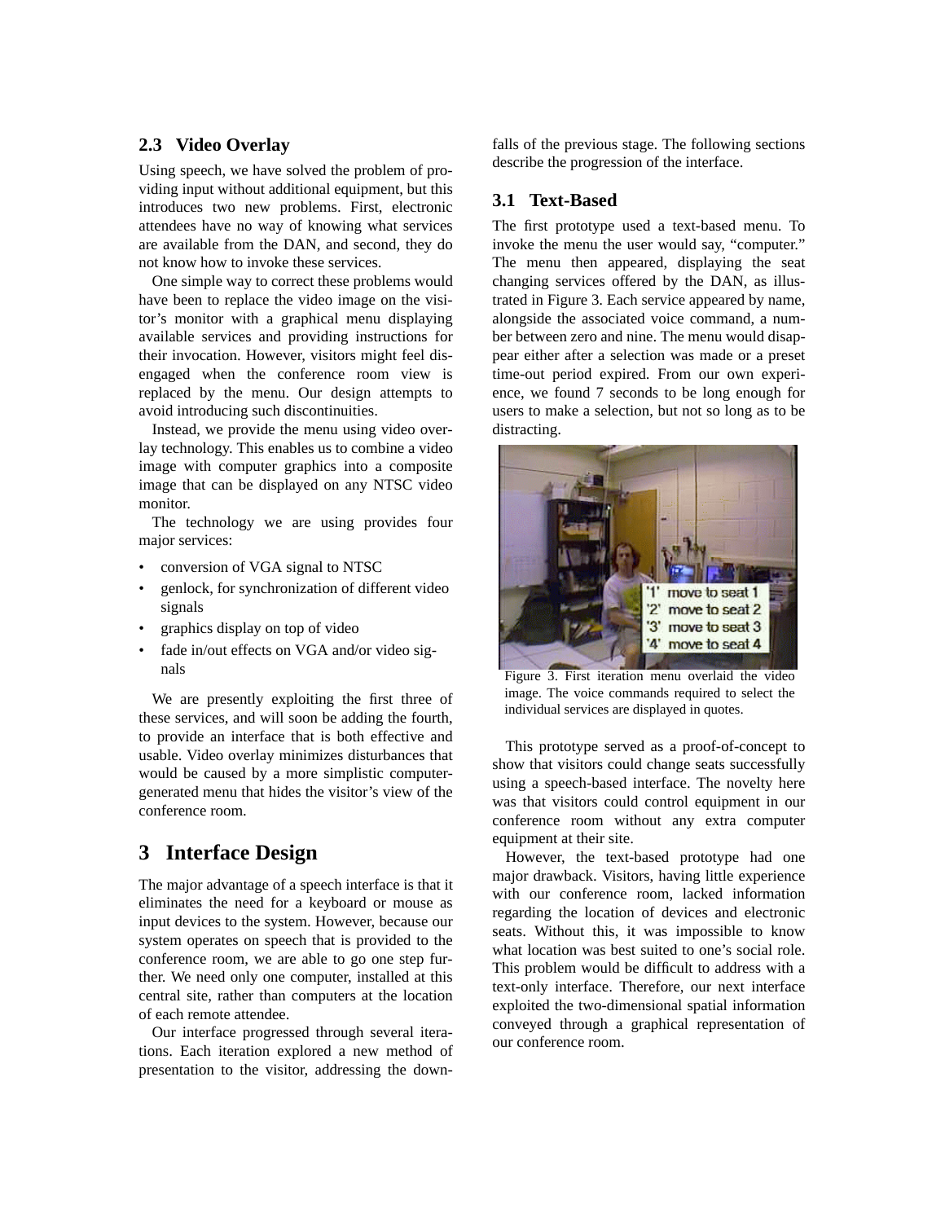### 2.3 Video Overlay

Using speech, we have solved the problem of providing input without additional equipment, but this introduces two new problems. First, electronic attendees have no way of knowing what services are available from the DAN, and second, they do not know how to invoke these services.

One simple way to correct these problems would have been to replace the video image on the visitor's monitor with a graphical menu displaying available services and providing instructions for their invocation. However, visitors might feel disengaged when the conference room view is replaced by the menu. Our design attempts to avoid introducing such discontinuities.

Instead, we provide the menu using video overlay technology. This enables us to combine a video image with computer graphics into a composite image that can be displayed on any NTSC video monitor.

The technology we are using provides four major services:

- conversion of VGA signal to NTSC
- genlock, for synchronization of different video signals
- graphics display on top of video
- fade in/out effects on VGA and/or video signals

We are presently exploiting the first three of these services, and will soon be adding the fourth, to provide an interface that is both effective and usable. Video overlay minimizes disturbances that would be caused by a more simplistic computer-generated menu that hides the visitor's view of the conference room.

## 3 Interface Design

The major advantage of a speech interface is that it eliminates the need for a keyboard or mouse as input devices to the system. However, because our system operates on speech that is provided to the conference room, we are able to go one step further. We need only one computer, installed at this central site, rather than computers at the location of each remote attendee.

Our interface progressed through several iterations. Each iteration explored a new method of presentation to the visitor, addressing the downfalls of the previous stage. The following sections describe the progression of the interface.

### 3.1 Text-Based

The first prototype used a text-based menu. To invoke the menu the user would say, "computer." The menu then appeared, displaying the seat changing services offered by the DAN, as illustrated in Figure 3. Each service appeared by name, alongside the associated voice command, a number between zero and nine. The menu would disappear either after a selection was made or a preset time-out period expired. From our own experience, we found 7 seconds to be long enough for users to make a selection, but not so long as to be distracting.

Figure 3. First iteration menu overlaid the video image. The voice commands required to select the individual services are displayed in quotes.

This prototype served as a proof-of-concept to show that visitors could change seats successfully using a speech-based interface. The novelty here was that visitors could control equipment in our conference room without any extra computer equipment at their site.

However, the text-based prototype had one major drawback. Visitors, having little experience with our conference room, lacked information regarding the location of devices and electronic seats. Without this, it was impossible to know what location was best suited to one's social role. This problem would be difficult to address with a text-only interface. Therefore, our next interface exploited the two-dimensional spatial information conveyed through a graphical representation of our conference room.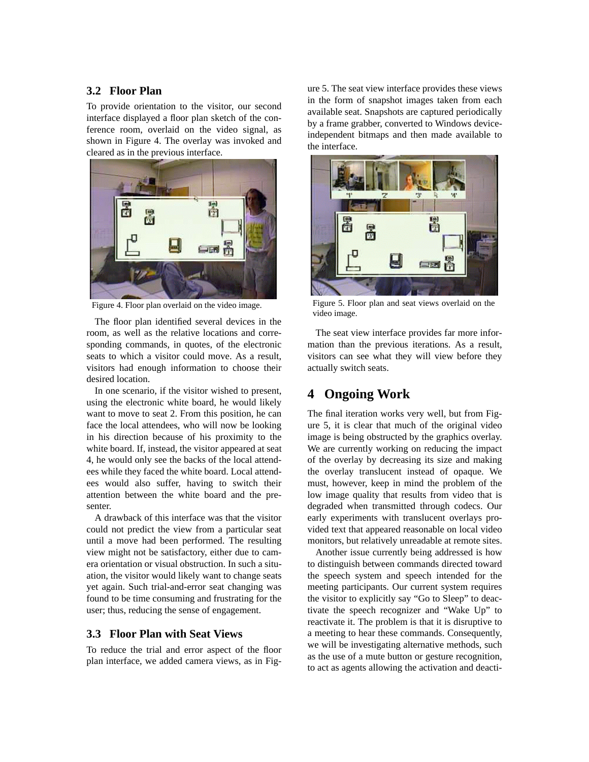### 3.2 Floor Plan

To provide orientation to the visitor, our second interface displayed a floor plan sketch of the conference room, overlaid on the video signal, as shown in Figure 4. The overlay was invoked and cleared as in the previous interface.

Figure 4. Floor plan overlaid on the video image.

The floor plan identified several devices in the room, as well as the relative locations and corresponding commands, in quotes, of the electronic seats to which a visitor could move. As a result, visitors had enough information to choose their desired location.

In one scenario, if the visitor wished to present, using the electronic white board, he would likely want to move to seat 2. From this position, he can face the local attendees, who will now be looking in his direction because of his proximity to the white board. If, instead, the visitor appeared at seat 4, he would only see the backs of the local attendees while they faced the white board. Local attendees would also suffer, having to switch their attention between the white board and the presenter.

A drawback of this interface was that the visitor could not predict the view from a particular seat until a move had been performed. The resulting view might not be satisfactory, either due to camera orientation or visual obstruction. In such a situation, the visitor would likely want to change seats yet again. Such trial-and-error seat changing was found to be time consuming and frustrating for the user; thus, reducing the sense of engagement.

### 3.3 Floor Plan with Seat Views

To reduce the trial and error aspect of the floor plan interface, we added camera views, as in Figure 5. The seat view interface provides these views in the form of snapshot images taken from each available seat. Snapshots are captured periodically by a frame grabber, converted to Windows device-independent bitmaps and then made available to the interface.

Figure 5. Floor plan and seat views overlaid on the video image.

The seat view interface provides far more information than the previous iterations. As a result, visitors can see what they will view before they actually switch seats.

## 4 Ongoing Work

The final iteration works very well, but from Figure 5, it is clear that much of the original video image is being obstructed by the graphics overlay. We are currently working on reducing the impact of the overlay by decreasing its size and making the overlay translucent instead of opaque. We must, however, keep in mind the problem of the low image quality that results from video that is degraded when transmitted through codecs. Our early experiments with translucent overlays provided text that appeared reasonable on local video monitors, but relatively unreadable at remote sites.

Another issue currently being addressed is how to distinguish between commands directed toward the speech system and speech intended for the meeting participants. Our current system requires the visitor to explicitly say "Go to Sleep" to deactivate the speech recognizer and "Wake Up" to reactivate it. The problem is that it is disruptive to a meeting to hear these commands. Consequently, we will be investigating alternative methods, such as the use of a mute button or gesture recognition, to act as agents allowing the activation and deacti-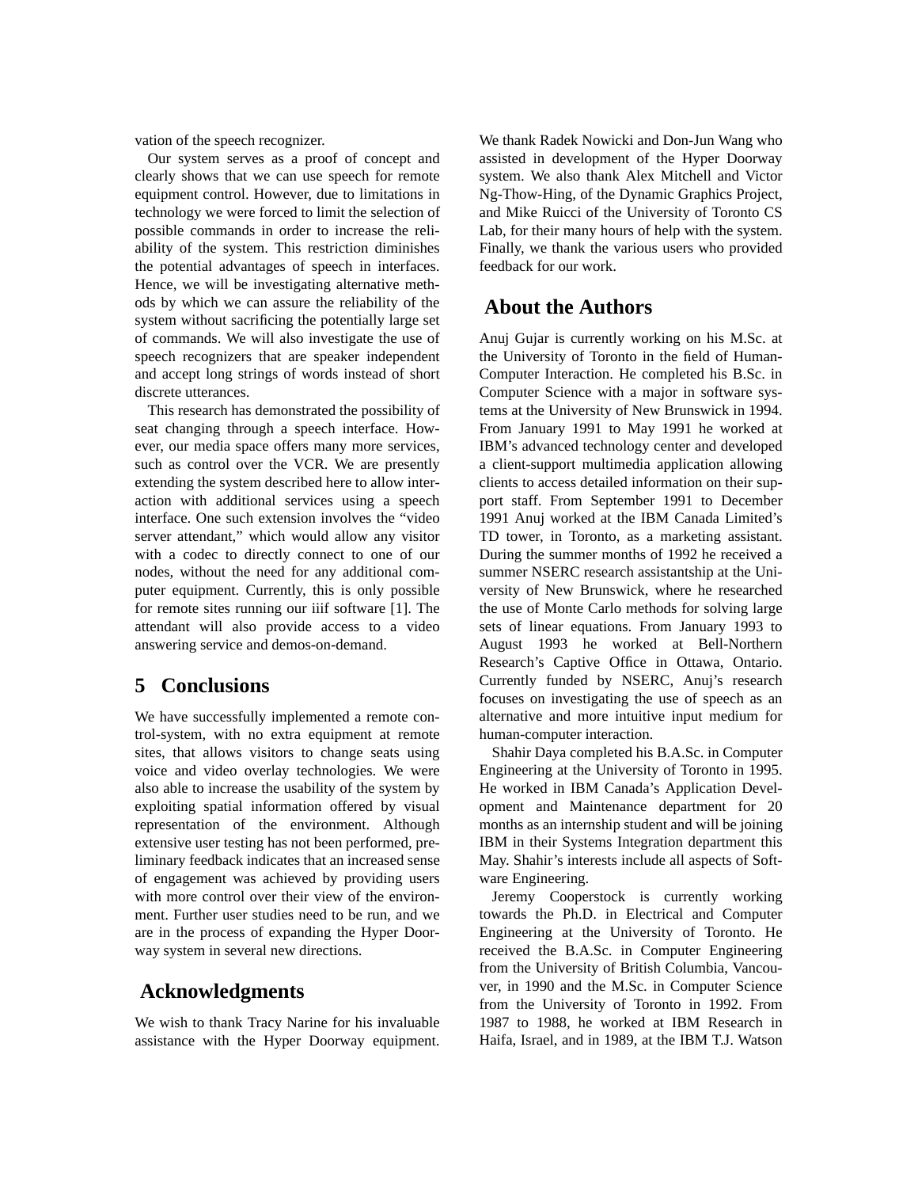vation of the speech recognizer.

Our system serves as a proof of concept and clearly shows that we can use speech for remote equipment control. However, due to limitations in technology we were forced to limit the selection of possible commands in order to increase the reliability of the system. This restriction diminishes the potential advantages of speech in interfaces. Hence, we will be investigating alternative methods by which we can assure the reliability of the system without sacrificing the potentially large set of commands. We will also investigate the use of speech recognizers that are speaker independent and accept long strings of words instead of short discrete utterances.

This research has demonstrated the possibility of seat changing through a speech interface. However, our media space offers many more services, such as control over the VCR. We are presently extending the system described here to allow interaction with additional services using a speech interface. One such extension involves the "video server attendant," which would allow any visitor with a codec to directly connect to one of our nodes, without the need for any additional computer equipment. Currently, this is only possible for remote sites running our iiif software [1]. The attendant will also provide access to a video answering service and demos-on-demand.

## 5 Conclusions

We have successfully implemented a remote control-system, with no extra equipment at remote sites, that allows visitors to change seats using voice and video overlay technologies. We were also able to increase the usability of the system by exploiting spatial information offered by visual representation of the environment. Although extensive user testing has not been performed, preliminary feedback indicates that an increased sense of engagement was achieved by providing users with more control over their view of the environment. Further user studies need to be run, and we are in the process of expanding the Hyper Doorway system in several new directions.

## Acknowledgments

We wish to thank Tracy Narine for his invaluable assistance with the Hyper Doorway equipment. We thank Radek Nowicki and Don-Jun Wang who assisted in development of the Hyper Doorway system. We also thank Alex Mitchell and Victor Ng-Thow-Hing, of the Dynamic Graphics Project, and Mike Ruicci of the University of Toronto CS Lab, for their many hours of help with the system. Finally, we thank the various users who provided feedback for our work.

## About the Authors

Anuj Gujar is currently working on his M.Sc. at the University of Toronto in the field of Human-Computer Interaction. He completed his B.Sc. in Computer Science with a major in software systems at the University of New Brunswick in 1994. From January 1991 to May 1991 he worked at IBM's advanced technology center and developed a client-support multimedia application allowing clients to access detailed information on their support staff. From September 1991 to December 1991 Anuj worked at the IBM Canada Limited's TD tower, in Toronto, as a marketing assistant. During the summer months of 1992 he received a summer NSERC research assistantship at the University of New Brunswick, where he researched the use of Monte Carlo methods for solving large sets of linear equations. From January 1993 to August 1993 he worked at Bell-Northern Research's Captive Office in Ottawa, Ontario. Currently funded by NSERC, Anuj's research focuses on investigating the use of speech as an alternative and more intuitive input medium for human-computer interaction.

Shahir Daya completed his B.A.Sc. in Computer Engineering at the University of Toronto in 1995. He worked in IBM Canada's Application Development and Maintenance department for 20 months as an internship student and will be joining IBM in their Systems Integration department this May. Shahir's interests include all aspects of Software Engineering.

Jeremy Cooperstock is currently working towards the Ph.D. in Electrical and Computer Engineering at the University of Toronto. He received the B.A.Sc. in Computer Engineering from the University of British Columbia, Vancouver, in 1990 and the M.Sc. in Computer Science from the University of Toronto in 1992. From 1987 to 1988, he worked at IBM Research in Haifa, Israel, and in 1989, at the IBM T.J. Watson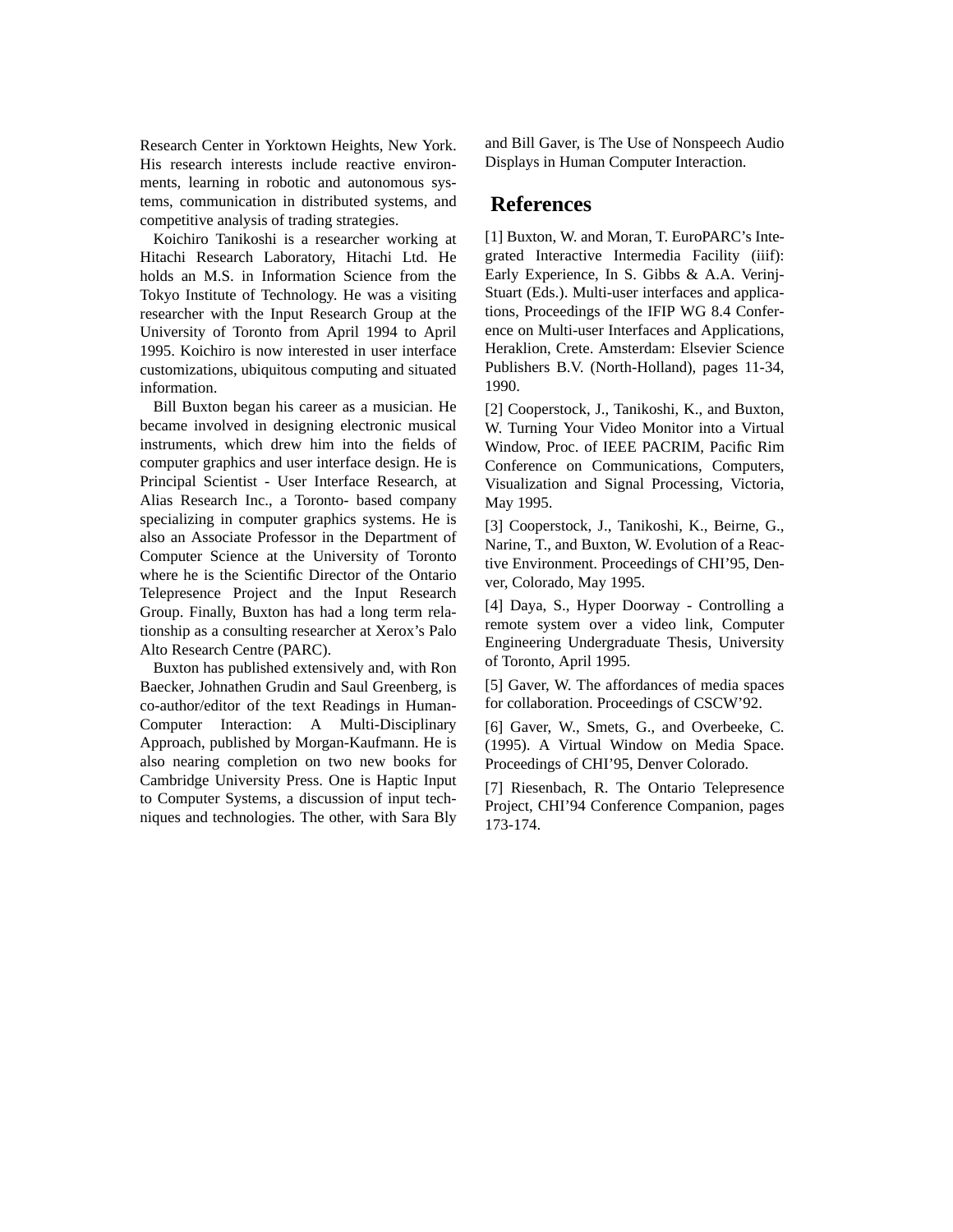Research Center in Yorktown Heights, New York. His research interests include reactive environments, learning in robotic and autonomous systems, communication in distributed systems, and competitive analysis of trading strategies.

Koichiro Tanikoshi is a researcher working at Hitachi Research Laboratory, Hitachi Ltd. He holds an M.S. in Information Science from the Tokyo Institute of Technology. He was a visiting researcher with the Input Research Group at the University of Toronto from April 1994 to April 1995. Koichiro is now interested in user interface customizations, ubiquitous computing and situated information.

Bill Buxton began his career as a musician. He became involved in designing electronic musical instruments, which drew him into the fields of computer graphics and user interface design. He is Principal Scientist - User Interface Research, at Alias Research Inc., a Toronto- based company specializing in computer graphics systems. He is also an Associate Professor in the Department of Computer Science at the University of Toronto where he is the Scientific Director of the Ontario Telepresence Project and the Input Research Group. Finally, Buxton has had a long term relationship as a consulting researcher at Xerox's Palo Alto Research Centre (PARC).

Buxton has published extensively and, with Ron Baecker, Johnathen Grudin and Saul Greenberg, is co-author/editor of the text Readings in Human-Computer Interaction: A Multi-Disciplinary Approach, published by Morgan-Kaufmann. He is also nearing completion on two new books for Cambridge University Press. One is Haptic Input to Computer Systems, a discussion of input techniques and technologies. The other, with Sara Bly and Bill Gaver, is The Use of Nonspeech Audio Displays in Human Computer Interaction.

## References

[1] Buxton, W. and Moran, T. EuroPARC's Integrated Interactive Intermedia Facility (iiif): Early Experience, In S. Gibbs & A.A. Verinj-Stuart (Eds.). Multi-user interfaces and applications, Proceedings of the IFIP WG 8.4 Conference on Multi-user Interfaces and Applications, Heraklion, Crete. Amsterdam: Elsevier Science Publishers B.V. (North-Holland), pages 11-34, 1990.

[2] Cooperstock, J., Tanikoshi, K., and Buxton, W. Turning Your Video Monitor into a Virtual Window, Proc. of IEEE PACRIM, Pacific Rim Conference on Communications, Computers, Visualization and Signal Processing, Victoria, May 1995.

[3] Cooperstock, J., Tanikoshi, K., Beirne, G., Narine, T., and Buxton, W. Evolution of a Reactive Environment. Proceedings of CHI'95, Denver, Colorado, May 1995.

[4] Daya, S., Hyper Doorway - Controlling a remote system over a video link, Computer Engineering Undergraduate Thesis, University of Toronto, April 1995.

[5] Gaver, W. The affordances of media spaces for collaboration. Proceedings of CSCW'92.

[6] Gaver, W., Smets, G., and Overbeeke, C. (1995). A Virtual Window on Media Space. Proceedings of CHI'95, Denver Colorado.

[7] Riesenbach, R. The Ontario Telepresence Project, CHI'94 Conference Companion, pages 173-174.